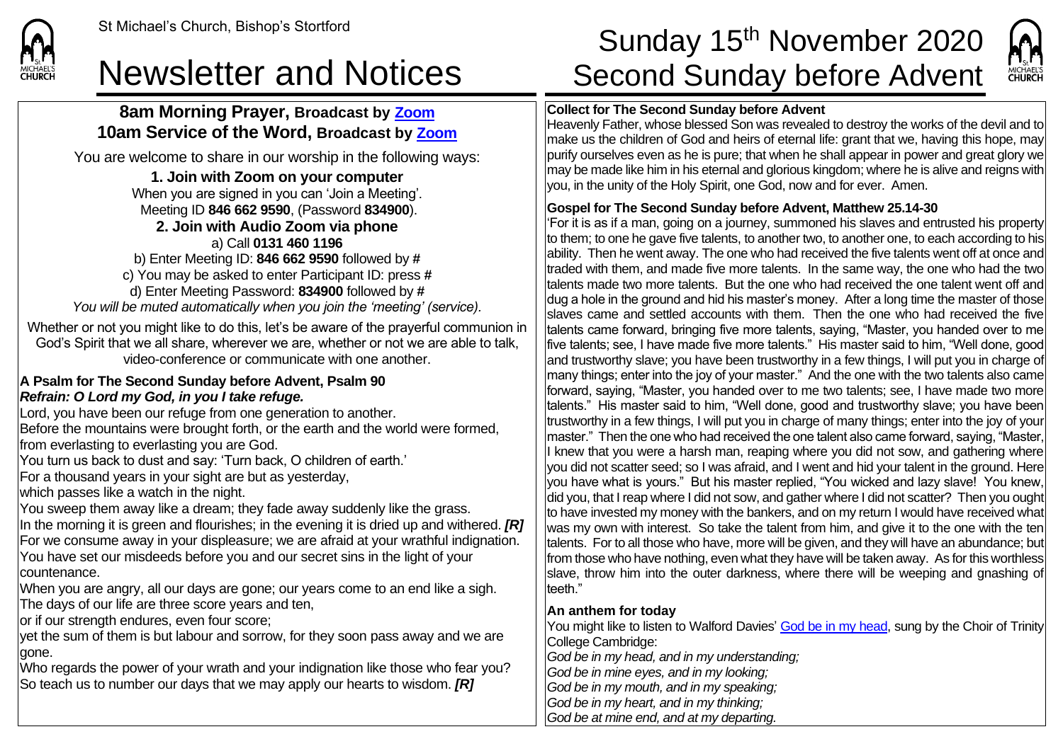St Michael's Church, Bishop's Stortford

# Newsletter and Notices

# Sunday 15th November 2020 Second Sunday before Advent

## 8am Morning Prayer, Broadcast by Zoom
## 10am Service of the Word, Broadcast by Zoom

You are welcome to share in our worship in the following ways:

**1. Join with Zoom on your computer**

When you are signed in you can 'Join a Meeting'.
Meeting ID **846 662 9590**, (Password **834900**).

**2. Join with Audio Zoom via phone**

a) Call **0131 460 1196**
b) Enter Meeting ID: **846 662 9590** followed by **#**
c) You may be asked to enter Participant ID: press **#**
d) Enter Meeting Password: **834900** followed by **#**

*You will be muted automatically when you join the 'meeting' (service).*

Whether or not you might like to do this, let's be aware of the prayerful communion in God's Spirit that we all share, wherever we are, whether or not we are able to talk, video-conference or communicate with one another.

**A Psalm for The Second Sunday before Advent, Psalm 90**
***Refrain: O Lord my God, in you I take refuge.***

Lord, you have been our refuge from one generation to another.
Before the mountains were brought forth, or the earth and the world were formed, from everlasting to everlasting you are God.
You turn us back to dust and say: 'Turn back, O children of earth.'
For a thousand years in your sight are but as yesterday, which passes like a watch in the night.
You sweep them away like a dream; they fade away suddenly like the grass.
In the morning it is green and flourishes; in the evening it is dried up and withered. ***[R]***
For we consume away in your displeasure; we are afraid at your wrathful indignation.
You have set our misdeeds before you and our secret sins in the light of your countenance.
When you are angry, all our days are gone; our years come to an end like a sigh.
The days of our life are three score years and ten, or if our strength endures, even four score;
yet the sum of them is but labour and sorrow, for they soon pass away and we are gone.
Who regards the power of your wrath and your indignation like those who fear you?
So teach us to number our days that we may apply our hearts to wisdom. ***[R]***

**Collect for The Second Sunday before Advent**

Heavenly Father, whose blessed Son was revealed to destroy the works of the devil and to make us the children of God and heirs of eternal life: grant that we, having this hope, may purify ourselves even as he is pure; that when he shall appear in power and great glory we may be made like him in his eternal and glorious kingdom; where he is alive and reigns with you, in the unity of the Holy Spirit, one God, now and for ever. Amen.

**Gospel for The Second Sunday before Advent, Matthew 25.14-30**

'For it is as if a man, going on a journey, summoned his slaves and entrusted his property to them; to one he gave five talents, to another two, to another one, to each according to his ability. Then he went away. The one who had received the five talents went off at once and traded with them, and made five more talents. In the same way, the one who had the two talents made two more talents. But the one who had received the one talent went off and dug a hole in the ground and hid his master's money. After a long time the master of those slaves came and settled accounts with them. Then the one who had received the five talents came forward, bringing five more talents, saying, "Master, you handed over to me five talents; see, I have made five more talents." His master said to him, "Well done, good and trustworthy slave; you have been trustworthy in a few things, I will put you in charge of many things; enter into the joy of your master." And the one with the two talents also came forward, saying, "Master, you handed over to me two talents; see, I have made two more talents." His master said to him, "Well done, good and trustworthy slave; you have been trustworthy in a few things, I will put you in charge of many things; enter into the joy of your master." Then the one who had received the one talent also came forward, saying, "Master, I knew that you were a harsh man, reaping where you did not sow, and gathering where you did not scatter seed; so I was afraid, and I went and hid your talent in the ground. Here you have what is yours." But his master replied, "You wicked and lazy slave! You knew, did you, that I reap where I did not sow, and gather where I did not scatter? Then you ought to have invested my money with the bankers, and on my return I would have received what was my own with interest. So take the talent from him, and give it to the one with the ten talents. For to all those who have, more will be given, and they will have an abundance; but from those who have nothing, even what they have will be taken away. As for this worthless slave, throw him into the outer darkness, where there will be weeping and gnashing of teeth."

**An anthem for today**

You might like to listen to Walford Davies' God be in my head, sung by the Choir of Trinity College Cambridge:

*God be in my head, and in my understanding;*
*God be in mine eyes, and in my looking;*
*God be in my mouth, and in my speaking;*
*God be in my heart, and in my thinking;*
*God be at mine end, and at my departing.*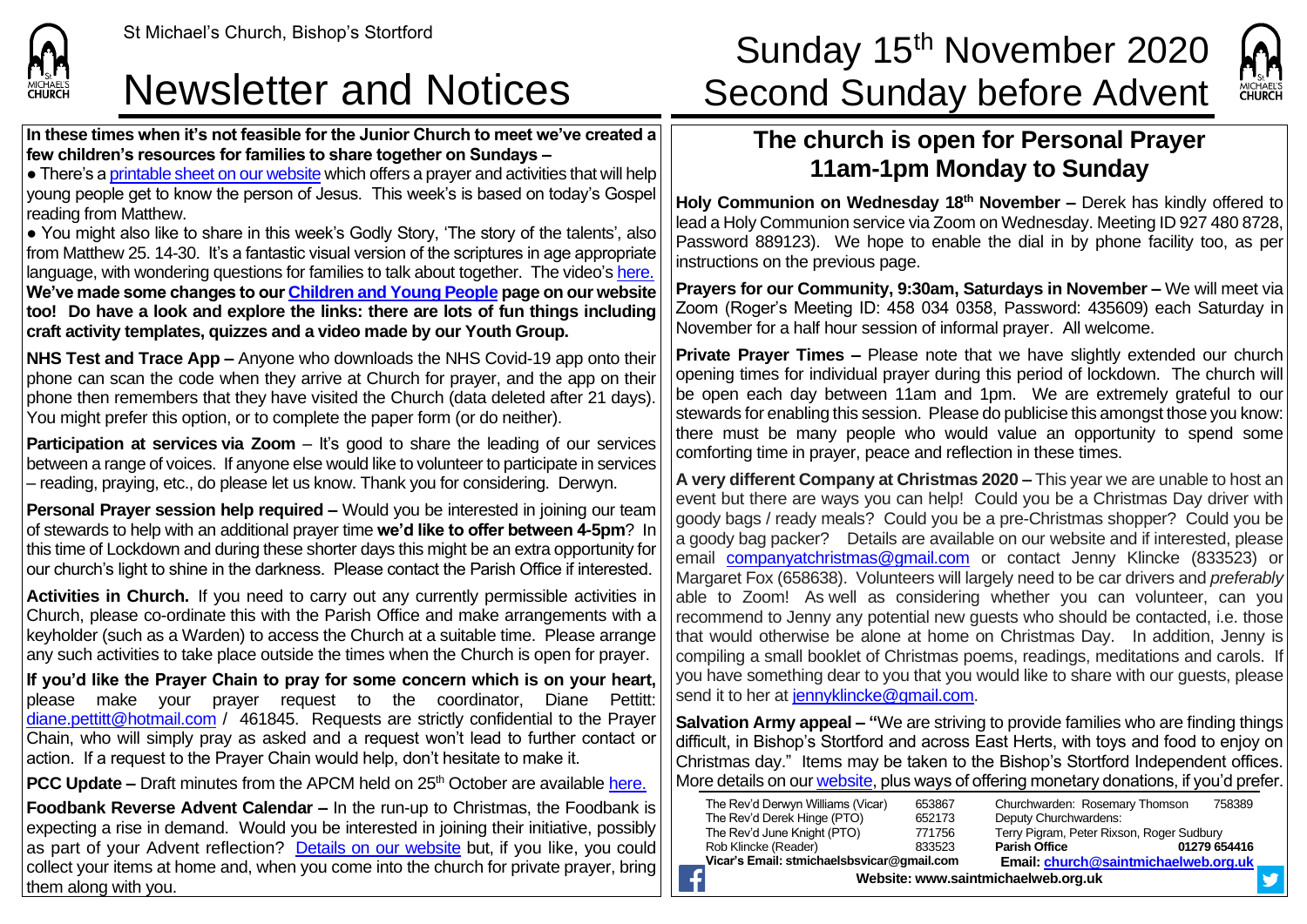St Michael's Church, Bishop's Stortford

# Newsletter and Notices

# Sunday 15th November 2020 Second Sunday before Advent

**In these times when it's not feasible for the Junior Church to meet we've created a few children's resources for families to share together on Sundays –**

- There's a printable sheet on our website which offers a prayer and activities that will help young people get to know the person of Jesus. This week's is based on today's Gospel reading from Matthew.
- You might also like to share in this week's Godly Story, 'The story of the talents', also from Matthew 25. 14-30. It's a fantastic visual version of the scriptures in age appropriate language, with wondering questions for families to talk about together. The video's here.

**We've made some changes to our Children and Young People page on our website too! Do have a look and explore the links: there are lots of fun things including craft activity templates, quizzes and a video made by our Youth Group.**

**NHS Test and Trace App –** Anyone who downloads the NHS Covid-19 app onto their phone can scan the code when they arrive at Church for prayer, and the app on their phone then remembers that they have visited the Church (data deleted after 21 days). You might prefer this option, or to complete the paper form (or do neither).

**Participation at services via Zoom** – It's good to share the leading of our services between a range of voices. If anyone else would like to volunteer to participate in services – reading, praying, etc., do please let us know. Thank you for considering. Derwyn.

**Personal Prayer session help required –** Would you be interested in joining our team of stewards to help with an additional prayer time **we'd like to offer between 4-5pm**? In this time of Lockdown and during these shorter days this might be an extra opportunity for our church's light to shine in the darkness. Please contact the Parish Office if interested.

**Activities in Church.** If you need to carry out any currently permissible activities in Church, please co-ordinate this with the Parish Office and make arrangements with a keyholder (such as a Warden) to access the Church at a suitable time. Please arrange any such activities to take place outside the times when the Church is open for prayer.

**If you'd like the Prayer Chain to pray for some concern which is on your heart,** please make your prayer request to the coordinator, Diane Pettitt: diane.pettitt@hotmail.com / 461845. Requests are strictly confidential to the Prayer Chain, who will simply pray as asked and a request won't lead to further contact or action. If a request to the Prayer Chain would help, don't hesitate to make it.

**PCC Update –** Draft minutes from the APCM held on 25th October are available here.

**Foodbank Reverse Advent Calendar –** In the run-up to Christmas, the Foodbank is expecting a rise in demand. Would you be interested in joining their initiative, possibly as part of your Advent reflection? Details on our website but, if you like, you could collect your items at home and, when you come into the church for private prayer, bring them along with you.

## The church is open for Personal Prayer 11am-1pm Monday to Sunday

**Holy Communion on Wednesday 18th November –** Derek has kindly offered to lead a Holy Communion service via Zoom on Wednesday. Meeting ID 927 480 8728, Password 889123). We hope to enable the dial in by phone facility too, as per instructions on the previous page.

**Prayers for our Community, 9:30am, Saturdays in November –** We will meet via Zoom (Roger's Meeting ID: 458 034 0358, Password: 435609) each Saturday in November for a half hour session of informal prayer. All welcome.

**Private Prayer Times –** Please note that we have slightly extended our church opening times for individual prayer during this period of lockdown. The church will be open each day between 11am and 1pm. We are extremely grateful to our stewards for enabling this session. Please do publicise this amongst those you know: there must be many people who would value an opportunity to spend some comforting time in prayer, peace and reflection in these times.

**A very different Company at Christmas 2020 –** This year we are unable to host an event but there are ways you can help! Could you be a Christmas Day driver with goody bags / ready meals? Could you be a pre-Christmas shopper? Could you be a goody bag packer? Details are available on our website and if interested, please email companyatchristmas@gmail.com or contact Jenny Klincke (833523) or Margaret Fox (658638). Volunteers will largely need to be car drivers and *preferably* able to Zoom! As well as considering whether you can volunteer, can you recommend to Jenny any potential new guests who should be contacted, i.e. those that would otherwise be alone at home on Christmas Day. In addition, Jenny is compiling a small booklet of Christmas poems, readings, meditations and carols. If you have something dear to you that you would like to share with our guests, please send it to her at jennyklincke@gmail.com.

**Salvation Army appeal – "**We are striving to provide families who are finding things difficult, in Bishop's Stortford and across East Herts, with toys and food to enjoy on Christmas day." Items may be taken to the Bishop's Stortford Independent offices. More details on our website, plus ways of offering monetary donations, if you'd prefer.

| | | | |
|---|---|---|---|
| The Rev'd Derwyn Williams (Vicar) | 653867 | Churchwarden: Rosemary Thomson | 758389 |
| The Rev'd Derek Hinge (PTO) | 652173 | Deputy Churchwardens: | |
| The Rev'd June Knight (PTO) | 771756 | Terry Pigram, Peter Rixson, Roger Sudbury | |
| Rob Klincke (Reader) | 833523 | **Parish Office** | **01279 654416** |
| **Vicar's Email: stmichaelsbsvicar@gmail.com** | | **Email: church@saintmichaelweb.org.uk** | |

**Website: www.saintmichaelweb.org.uk**